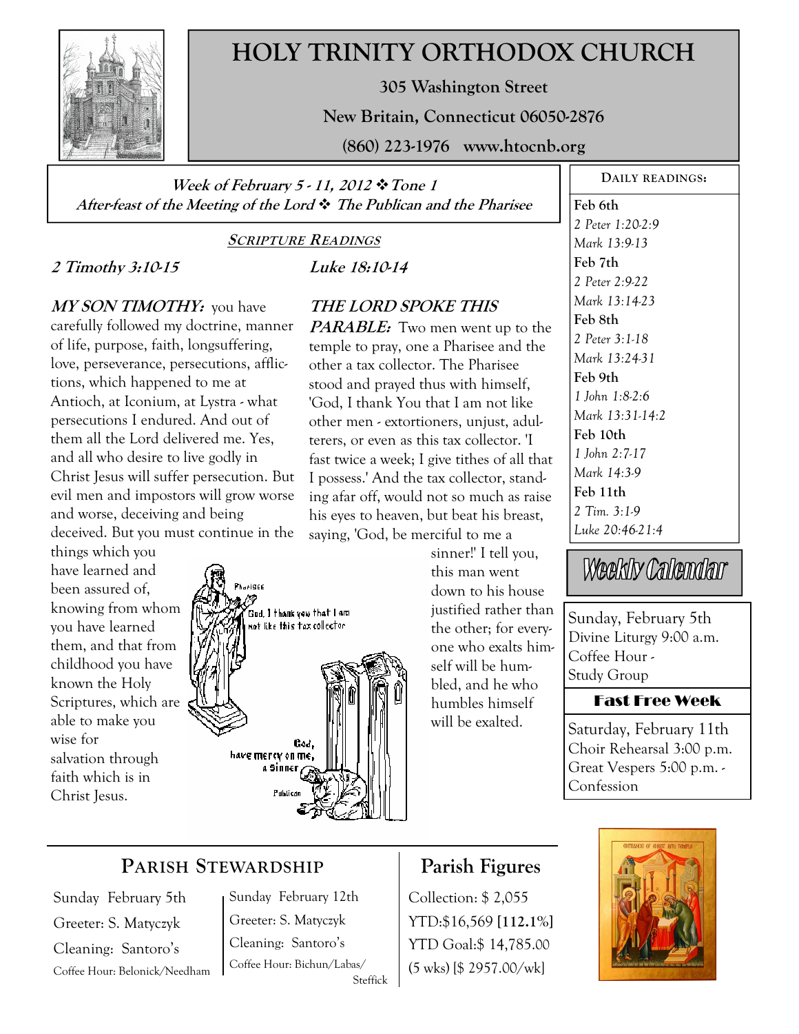# HOLY TRINITY ORTHODOX CHURCH

**305 Washington Street**

**New Britain, Connecticut 06050-2876**

**(860) 223-1976 www.htocnb.org**

***Week of February 5 - 11, 2012 ❖ Tone 1***
***After-feast of the Meeting of the Lord ❖ The Publican and the Pharisee***

## *SCRIPTURE READINGS*

### *2 Timothy 3:10-15*

***MY SON TIMOTHY:*** you have carefully followed my doctrine, manner of life, purpose, faith, longsuffering, love, perseverance, persecutions, afflictions, which happened to me at Antioch, at Iconium, at Lystra - what persecutions I endured. And out of them all the Lord delivered me. Yes, and all who desire to live godly in Christ Jesus will suffer persecution. But evil men and impostors will grow worse and worse, deceiving and being deceived. But you must continue in the things which you have learned and been assured of, knowing from whom you have learned them, and that from childhood you have known the Holy Scriptures, which are able to make you wise for salvation through faith which is in Christ Jesus.

### *Luke 18:10-14*

***THE LORD SPOKE THIS PARABLE:*** Two men went up to the temple to pray, one a Pharisee and the other a tax collector. The Pharisee stood and prayed thus with himself, 'God, I thank You that I am not like other men - extortioners, unjust, adulterers, or even as this tax collector. 'I fast twice a week; I give tithes of all that I possess.' And the tax collector, standing afar off, would not so much as raise his eyes to heaven, but beat his breast, saying, 'God, be merciful to me a sinner!' I tell you, this man went down to his house justified rather than the other; for everyone who exalts himself will be humbled, and he who humbles himself will be exalted.

## DAILY READINGS:

**Feb 6th**
*2 Peter 1:20-2:9*
*Mark 13:9-13*

**Feb 7th**
*2 Peter 2:9-22*
*Mark 13:14-23*

**Feb 8th**
*2 Peter 3:1-18*
*Mark 13:24-31*

**Feb 9th**
*1 John 1:8-2:6*
*Mark 13:31-14:2*

**Feb 10th**
*1 John 2:7-17*
*Mark 14:3-9*

**Feb 11th**
*2 Tim. 3:1-9*
*Luke 20:46-21:4*

## Weekly Calendar

Sunday, February 5th
Divine Liturgy 9:00 a.m.
Coffee Hour -
Study Group

**Fast Free Week**

Saturday, February 11th
Choir Rehearsal 3:00 p.m.
Great Vespers 5:00 p.m. -
Confession

## PARISH STEWARDSHIP

Sunday February 5th
Greeter: S. Matyczyk
Cleaning: Santoro's
Coffee Hour: Belonick/Needham

Sunday February 12th
Greeter: S. Matyczyk
Cleaning: Santoro's
Coffee Hour: Bichun/Labas/Steffick

## Parish Figures

Collection: $ 2,055
YTD:$16,569 **[112.1%]**
YTD Goal:$ 14,785.00
(5 wks) [$ 2957.00/wk]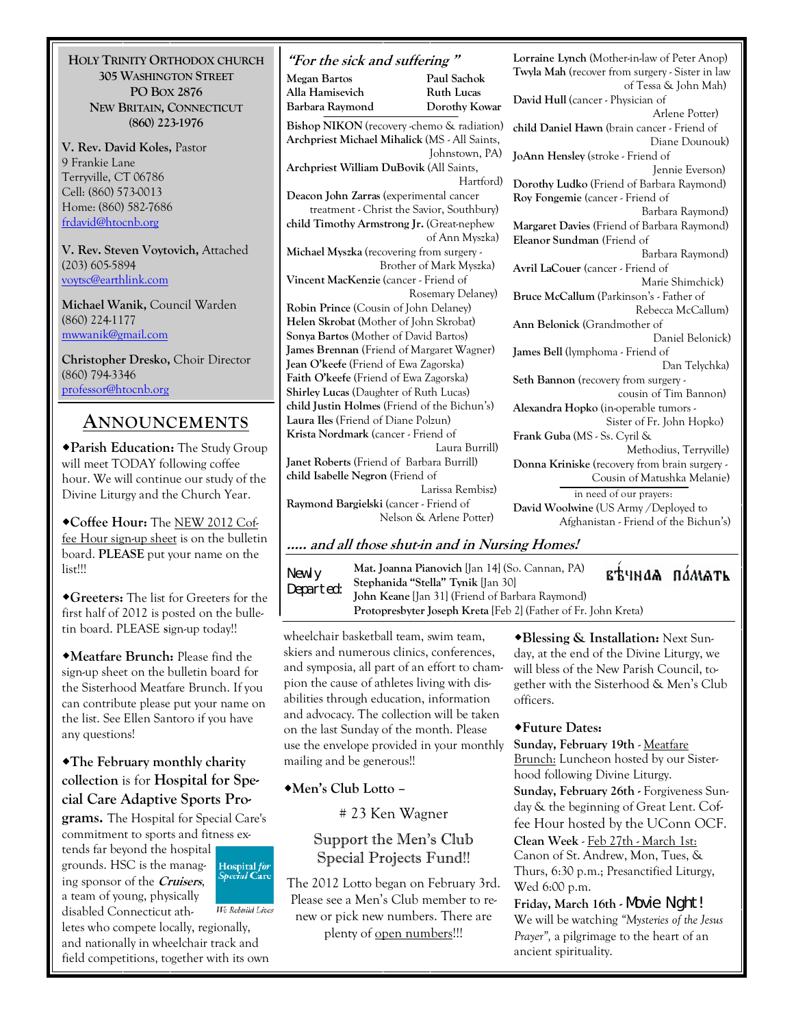**HOLY TRINITY ORTHODOX CHURCH**
**305 WASHINGTON STREET**
**PO BOX 2876**
**NEW BRITAIN, CONNECTICUT**
**(860) 223-1976**

**V. Rev. David Koles,** Pastor
9 Frankie Lane
Terryville, CT 06786
Cell: (860) 573-0013
Home: (860) 582-7686
frdavid@htocnb.org

**V. Rev. Steven Voytovich,** Attached
(203) 605-5894
voytsc@earthlink.com

**Michael Wanik,** Council Warden
(860) 224-1177
mwwanik@gmail.com

**Christopher Dresko,** Choir Director
(860) 794-3346
professor@htocnb.org

## ANNOUNCEMENTS

◆**Parish Education:** The Study Group will meet TODAY following coffee hour. We will continue our study of the Divine Liturgy and the Church Year.

◆**Coffee Hour:** The NEW 2012 Coffee Hour sign-up sheet is on the bulletin board. **PLEASE** put your name on the list!!!

◆**Greeters:** The list for Greeters for the first half of 2012 is posted on the bulletin board. PLEASE sign-up today!!

◆**Meatfare Brunch:** Please find the sign-up sheet on the bulletin board for the Sisterhood Meatfare Brunch. If you can contribute please put your name on the list. See Ellen Santoro if you have any questions!

◆**The February monthly charity collection** is for **Hospital for Special Care Adaptive Sports Programs.** The Hospital for Special Care's commitment to sports and fitness extends far beyond the hospital grounds. HSC is the managing sponsor of the ***Cruisers***, a team of young, physically disabled Connecticut athletes who compete locally, regionally, and nationally in wheelchair track and field competitions, together with its own wheelchair basketball team, swim team, skiers and numerous clinics, conferences, and symposia, all part of an effort to champion the cause of athletes living with disabilities through education, information and advocacy. The collection will be taken on the last Sunday of the month. Please use the envelope provided in your monthly mailing and be generous!!

Hospital *for* Special Care — We Rebuild Lives

◆**Men's Club Lotto –**

# 23 Ken Wagner

Support the Men's Club Special Projects Fund!!

The 2012 Lotto began on February 3rd. Please see a Men's Club member to renew or pick new numbers. There are plenty of open numbers!!!

### *"For the sick and suffering"*

**Megan Bartos** — **Paul Sachok**
**Alla Hamisevich** — **Ruth Lucas**
**Barbara Raymond** — **Dorothy Kowar**

**Bishop NIKON** (recovery -chemo & radiation)
**Archpriest Michael Mihalick** (MS - All Saints, Johnstown, PA)
**Archpriest William DuBovik** (All Saints, Hartford)
**Deacon John Zarras** (experimental cancer treatment - Christ the Savior, Southbury)
**child Timothy Armstrong Jr.** (Great-nephew of Ann Myszka)
**Michael Myszka** (recovering from surgery - Brother of Mark Myszka)
**Vincent MacKenzie** (cancer - Friend of Rosemary Delaney)
**Robin Prince** (Cousin of John Delaney)
**Helen Skrobat** (Mother of John Skrobat)
**Sonya Bartos** (Mother of David Bartos)
**James Brennan** (Friend of Margaret Wagner)
**Jean O'keefe** (Friend of Ewa Zagorska)
**Faith O'keefe** (Friend of Ewa Zagorska)
**Shirley Lucas** (Daughter of Ruth Lucas)
**child Justin Holmes** (Friend of the Bichun's)
**Laura Iles** (Friend of Diane Polzun)
**Krista Nordmark** (cancer - Friend of Laura Burrill)
**Janet Roberts** (Friend of Barbara Burrill)
**child Isabelle Negron** (Friend of Larissa Rembisz)
**Raymond Bargielski** (cancer - Friend of Nelson & Arlene Potter)
**Lorraine Lynch** (Mother-in-law of Peter Anop)
**Twyla Mah** (recover from surgery - Sister in law of Tessa & John Mah)
**David Hull** (cancer - Physician of Arlene Potter)
**child Daniel Hawn** (brain cancer - Friend of Diane Dounouk)
**JoAnn Hensley** (stroke - Friend of Jennie Everson)
**Dorothy Ludko** (Friend of Barbara Raymond)
**Roy Fongemie** (cancer - Friend of Barbara Raymond)
**Margaret Davies** (Friend of Barbara Raymond)
**Eleanor Sundman** (Friend of Barbara Raymond)
**Avril LaCouer** (cancer - Friend of Marie Shimchick)
**Bruce McCallum** (Parkinson's - Father of Rebecca McCallum)
**Ann Belonick** (Grandmother of Daniel Belonick)
**James Bell** (lymphoma - Friend of Dan Telychka)
**Seth Bannon** (recovery from surgery - cousin of Tim Bannon)
**Alexandra Hopko** (in-operable tumors - Sister of Fr. John Hopko)
**Frank Guba** (MS - Ss. Cyril & Methodius, Terryville)
**Donna Kriniske** (recovery from brain surgery - Cousin of Matushka Melanie)

in need of our prayers:

**David Woolwine** (US Army /Deployed to Afghanistan - Friend of the Bichun's)

### ***..... and all those shut-in and in Nursing Homes!***

Newly Departed:
**Mat. Joanna Pianovich** [Jan 14] (So. Cannan, PA)
**Stephanida "Stella" Tynik** [Jan 30]
**John Keane** [Jan 31] (Friend of Barbara Raymond)
**Protopresbyter Joseph Kreta** [Feb 2] (Father of Fr. John Kreta)

Вѣ́чнаѧ па́мѧть

◆**Blessing & Installation:** Next Sunday, at the end of the Divine Liturgy, we will bless of the New Parish Council, together with the Sisterhood & Men's Club officers.

◆**Future Dates:**

**Sunday, February 19th** - Meatfare Brunch: Luncheon hosted by our Sisterhood following Divine Liturgy.
**Sunday, February 26th** - Forgiveness Sunday & the beginning of Great Lent. Coffee Hour hosted by the UConn OCF.
**Clean Week** - Feb 27th - March 1st: Canon of St. Andrew, Mon, Tues, & Thurs, 6:30 p.m.; Presanctified Liturgy, Wed 6:00 p.m.
**Friday, March 16th** - Movie Night!
We will be watching *"Mysteries of the Jesus Prayer"*, a pilgrimage to the heart of an ancient spirituality.